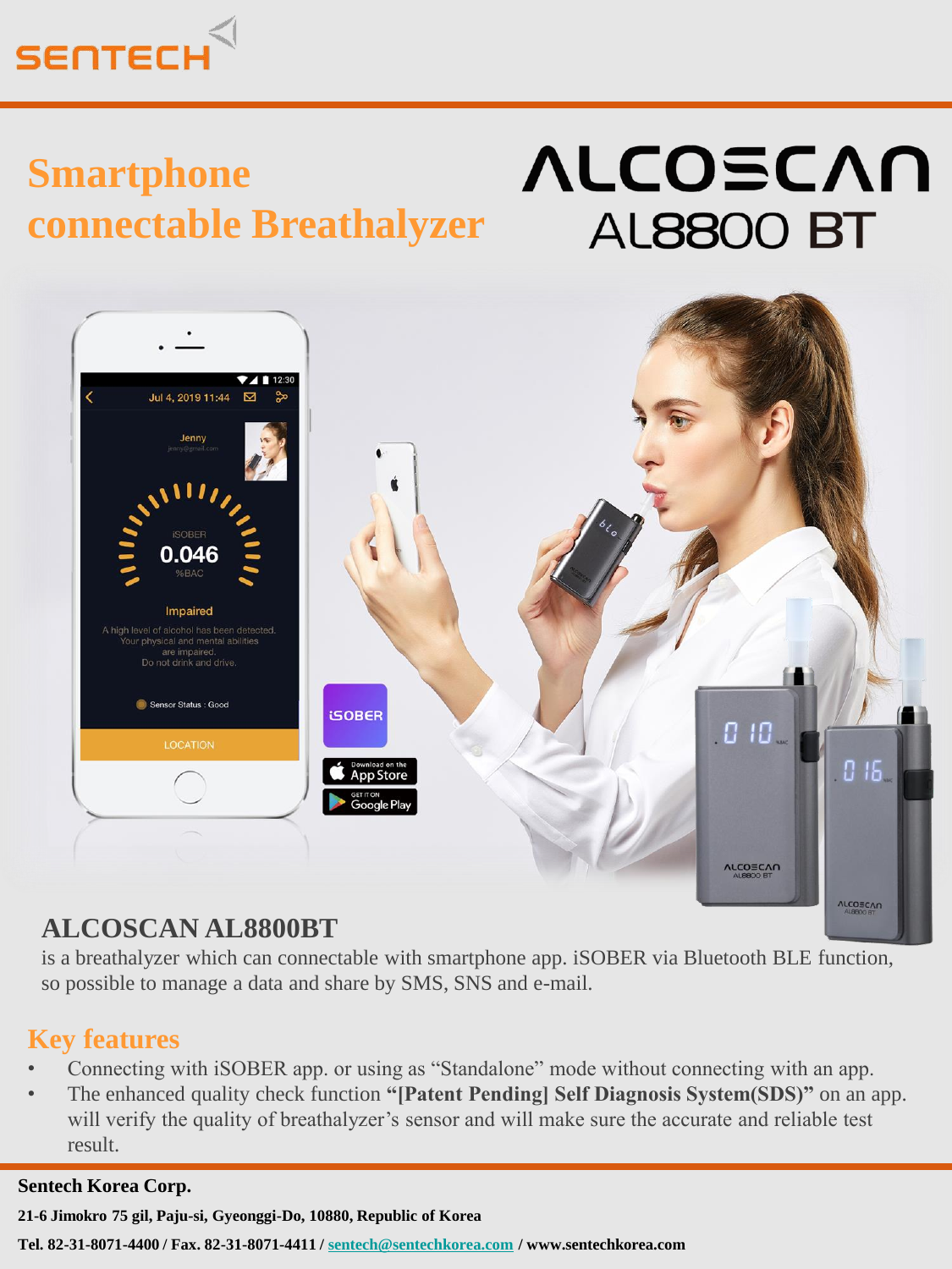SENTECH

# Smartphone connectable Breathalyzer

# ALCOSCAN AL8800 BT

## ALCOSCAN AL8800BT

is a breathalyzer which can connectable with smartphone app. iSOBER via Bluetooth BLE function, so possible to manage a data and share by SMS, SNS and e-mail.

## Key features

- Connecting with iSOBER app. or using as "Standalone" mode without connecting with an app.
- The enhanced quality check function **"[Patent Pending] Self Diagnosis System(SDS)"** on an app. will verify the quality of breathalyzer's sensor and will make sure the accurate and reliable test result.

**Sentech Korea Corp.**

**21-6 Jimokro 75 gil, Paju-si, Gyeonggi-Do, 10880, Republic of Korea**

**Tel. 82-31-8071-4400 / Fax. 82-31-8071-4411 / sentech@sentechkorea.com / www.sentechkorea.com**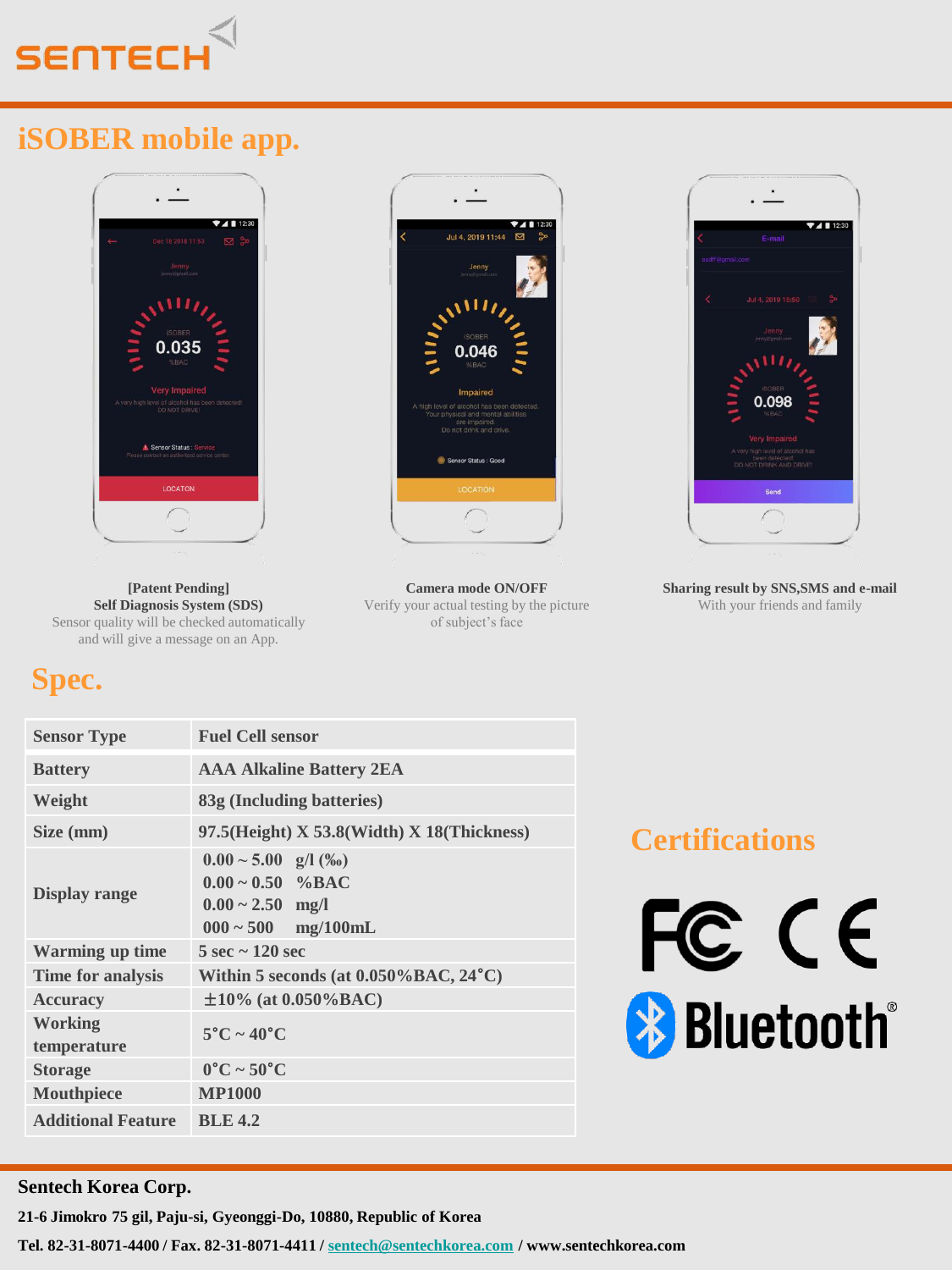SENTECH

## iSOBER mobile app.

**[Patent Pending]**
**Self Diagnosis System (SDS)**
Sensor quality will be checked automatically and will give a message on an App.

**Camera mode ON/OFF**
Verify your actual testing by the picture of subject's face

**Sharing result by SNS,SMS and e-mail**
With your friends and family

## Spec.

| | |
|---|---|
| Sensor Type | Fuel Cell sensor |
| Battery | AAA Alkaline Battery 2EA |
| Weight | 83g (Including batteries) |
| Size (mm) | 97.5(Height) X 53.8(Width) X 18(Thickness) |
| Display range | 0.00 ~ 5.00 g/l (‰)<br>0.00 ~ 0.50 %BAC<br>0.00 ~ 2.50 mg/l<br>000 ~ 500 mg/100mL |
| Warming up time | 5 sec ~ 120 sec |
| Time for analysis | Within 5 seconds (at 0.050%BAC, 24°C) |
| Accuracy | ±10% (at 0.050%BAC) |
| Working temperature | 5°C ~ 40°C |
| Storage | 0°C ~ 50°C |
| Mouthpiece | MP1000 |
| Additional Feature | BLE 4.2 |

## Certifications

FC CE Bluetooth®

**Sentech Korea Corp.**

**21-6 Jimokro 75 gil, Paju-si, Gyeonggi-Do, 10880, Republic of Korea**

**Tel. 82-31-8071-4400 / Fax. 82-31-8071-4411 / sentech@sentechkorea.com / www.sentechkorea.com**